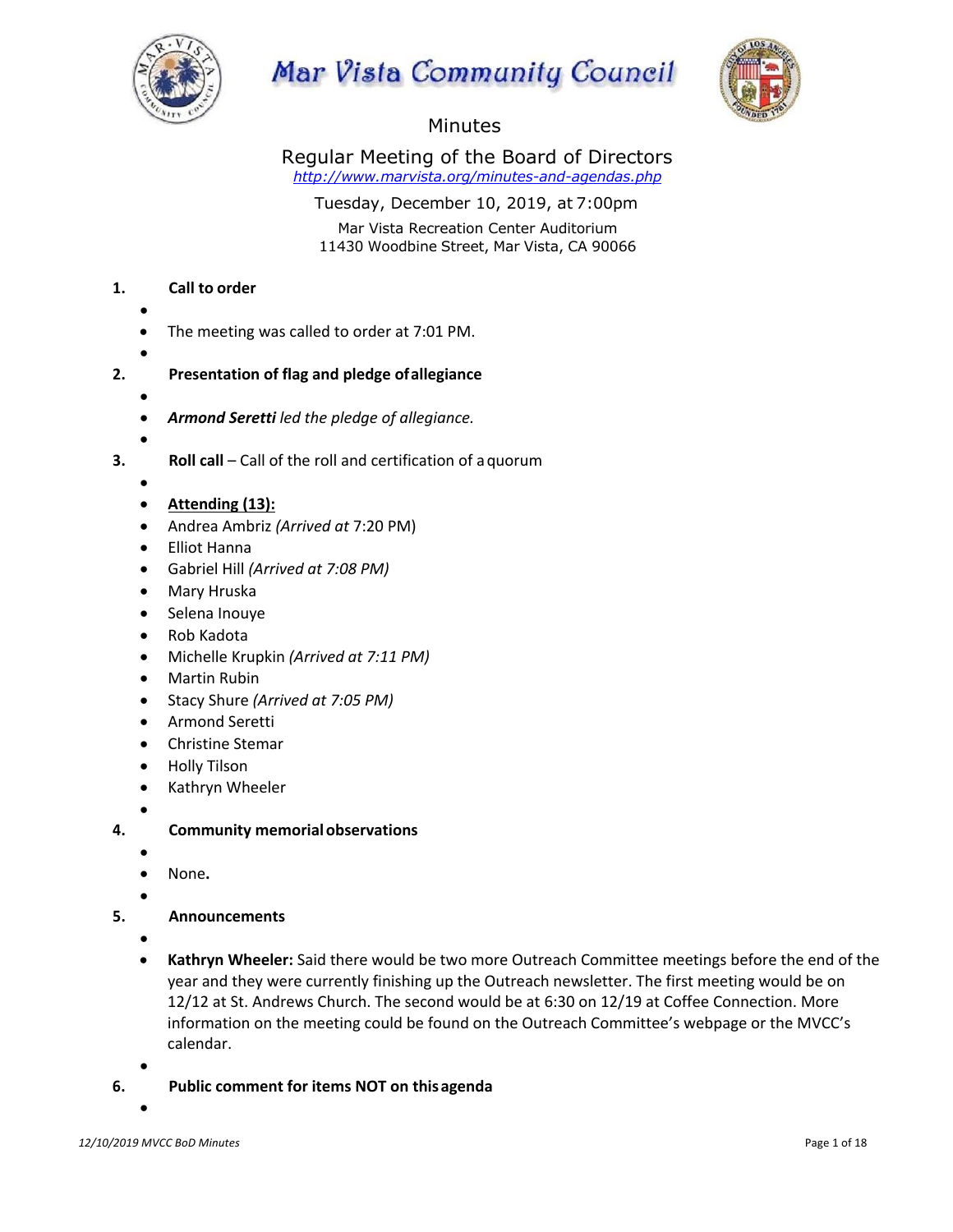# Mar Vista Community Council

## Minutes

### Regular Meeting of the Board of Directors

http://www.marvista.org/minutes-and-agendas.php

Tuesday, December 10, 2019, at 7:00pm

Mar Vista Recreation Center Auditorium
11430 Woodbine Street, Mar Vista, CA 90066

**1. Call to order**

- The meeting was called to order at 7:01 PM.

**2. Presentation of flag and pledge of allegiance**

- ***Armond Seretti*** *led the pledge of allegiance.*

**3. Roll call** – Call of the roll and certification of a quorum

- **Attending (13):**
- Andrea Ambriz *(Arrived at* 7:20 PM)
- Elliot Hanna
- Gabriel Hill *(Arrived at 7:08 PM)*
- Mary Hruska
- Selena Inouye
- Rob Kadota
- Michelle Krupkin *(Arrived at 7:11 PM)*
- Martin Rubin
- Stacy Shure *(Arrived at 7:05 PM)*
- Armond Seretti
- Christine Stemar
- Holly Tilson
- Kathryn Wheeler

**4. Community memorial observations**

- None**.**

**5. Announcements**

- **Kathryn Wheeler:** Said there would be two more Outreach Committee meetings before the end of the year and they were currently finishing up the Outreach newsletter. The first meeting would be on 12/12 at St. Andrews Church. The second would be at 6:30 on 12/19 at Coffee Connection. More information on the meeting could be found on the Outreach Committee's webpage or the MVCC's calendar.

**6. Public comment for items NOT on this agenda**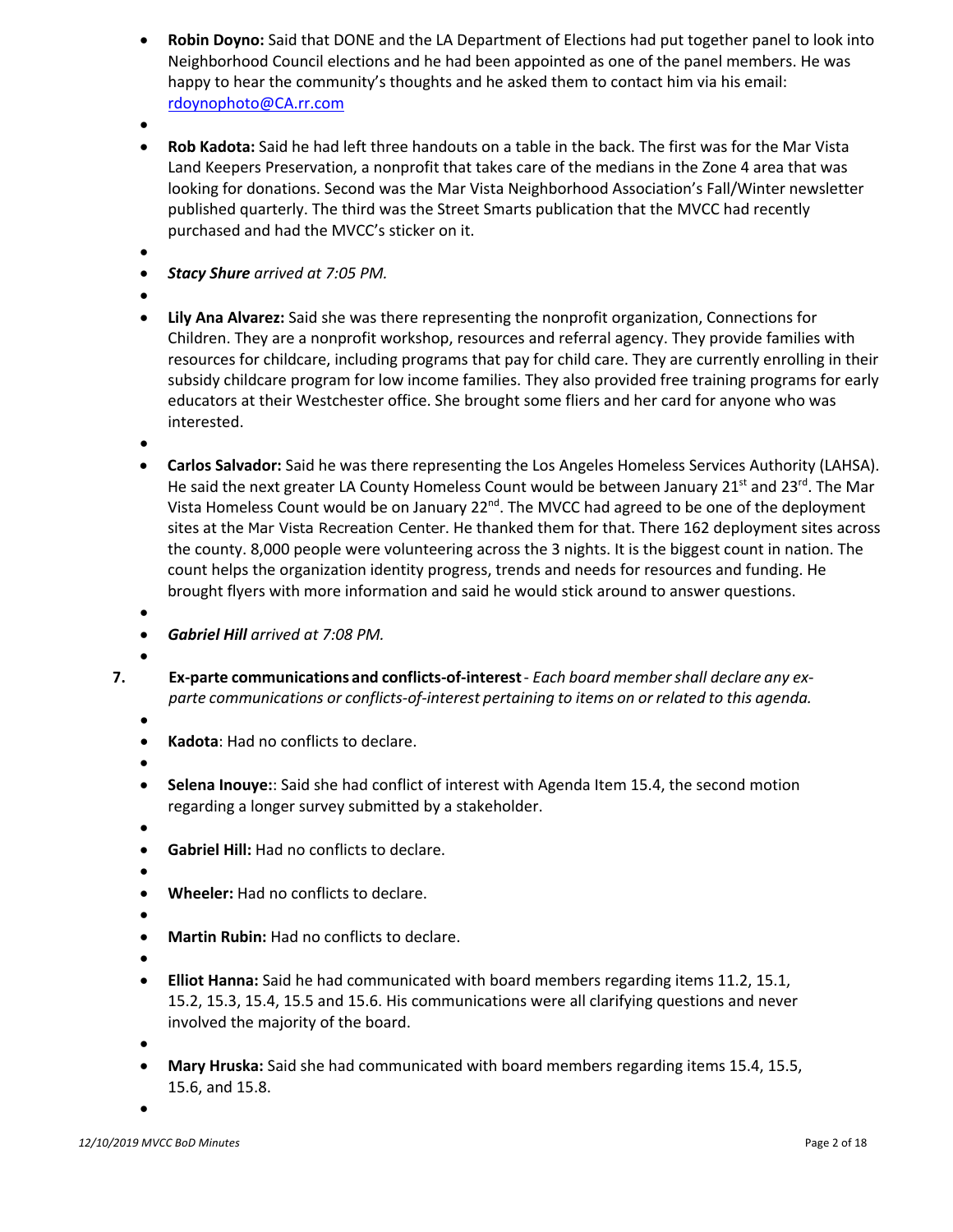- **Robin Doyno:** Said that DONE and the LA Department of Elections had put together panel to look into Neighborhood Council elections and he had been appointed as one of the panel members. He was happy to hear the community's thoughts and he asked them to contact him via his email: [rdoynophoto@CA.rr.com](mailto:rdoynophoto@CA.rr.com)

- **Rob Kadota:** Said he had left three handouts on a table in the back. The first was for the Mar Vista Land Keepers Preservation, a nonprofit that takes care of the medians in the Zone 4 area that was looking for donations. Second was the Mar Vista Neighborhood Association's Fall/Winter newsletter published quarterly. The third was the Street Smarts publication that the MVCC had recently purchased and had the MVCC's sticker on it.

- ***Stacy Shure*** *arrived at 7:05 PM.*

- **Lily Ana Alvarez:** Said she was there representing the nonprofit organization, Connections for Children. They are a nonprofit workshop, resources and referral agency. They provide families with resources for childcare, including programs that pay for child care. They are currently enrolling in their subsidy childcare program for low income families. They also provided free training programs for early educators at their Westchester office. She brought some fliers and her card for anyone who was interested.

- **Carlos Salvador:** Said he was there representing the Los Angeles Homeless Services Authority (LAHSA). He said the next greater LA County Homeless Count would be between January 21st and 23rd. The Mar Vista Homeless Count would be on January 22nd. The MVCC had agreed to be one of the deployment sites at the Mar Vista Recreation Center. He thanked them for that. There 162 deployment sites across the county. 8,000 people were volunteering across the 3 nights. It is the biggest count in nation. The count helps the organization identity progress, trends and needs for resources and funding. He brought flyers with more information and said he would stick around to answer questions.

- ***Gabriel Hill*** *arrived at 7:08 PM.*

**7. Ex-parte communications and conflicts-of-interest** - *Each board member shall declare any ex-parte communications or conflicts-of-interest pertaining to items on or related to this agenda.*

- **Kadota**: Had no conflicts to declare.

- **Selena Inouye:**: Said she had conflict of interest with Agenda Item 15.4, the second motion regarding a longer survey submitted by a stakeholder.

- **Gabriel Hill:** Had no conflicts to declare.

- **Wheeler:** Had no conflicts to declare.

- **Martin Rubin:** Had no conflicts to declare.

- **Elliot Hanna:** Said he had communicated with board members regarding items 11.2, 15.1, 15.2, 15.3, 15.4, 15.5 and 15.6. His communications were all clarifying questions and never involved the majority of the board.

- **Mary Hruska:** Said she had communicated with board members regarding items 15.4, 15.5, 15.6, and 15.8.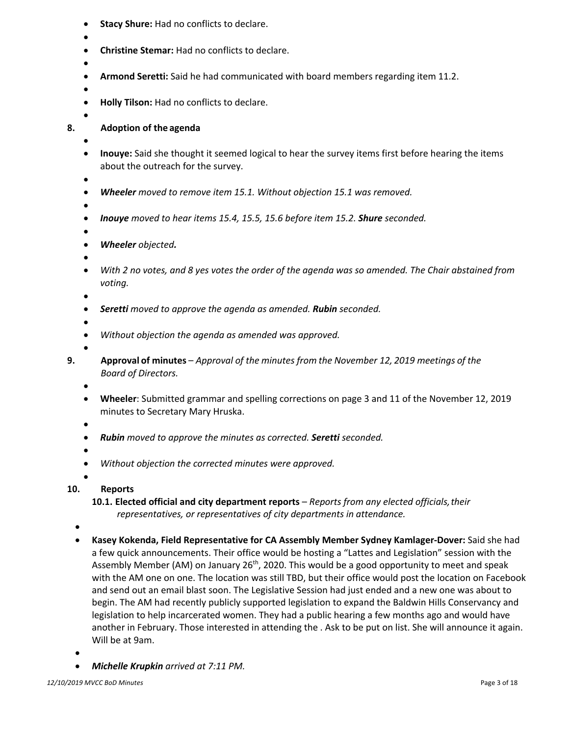- **Stacy Shure:** Had no conflicts to declare.
- **Christine Stemar:** Had no conflicts to declare.
- **Armond Seretti:** Said he had communicated with board members regarding item 11.2.
- **Holly Tilson:** Had no conflicts to declare.

## 8. Adoption of the agenda

- **Inouye:** Said she thought it seemed logical to hear the survey items first before hearing the items about the outreach for the survey.
- ***Wheeler*** *moved to remove item 15.1. Without objection 15.1 was removed.*
- ***Inouye*** *moved to hear items 15.4, 15.5, 15.6 before item 15.2.* ***Shure*** *seconded.*
- ***Wheeler*** *objected.*
- *With 2 no votes, and 8 yes votes the order of the agenda was so amended. The Chair abstained from voting.*
- ***Seretti*** *moved to approve the agenda as amended.* ***Rubin*** *seconded.*
- *Without objection the agenda as amended was approved.*

## 9. Approval of minutes – *Approval of the minutes from the November 12, 2019 meetings of the Board of Directors.*

- **Wheeler**: Submitted grammar and spelling corrections on page 3 and 11 of the November 12, 2019 minutes to Secretary Mary Hruska.
- ***Rubin*** *moved to approve the minutes as corrected.* ***Seretti*** *seconded.*
- *Without objection the corrected minutes were approved.*

## 10. Reports

### 10.1. Elected official and city department reports – *Reports from any elected officials, their representatives, or representatives of city departments in attendance.*

- **Kasey Kokenda, Field Representative for CA Assembly Member Sydney Kamlager-Dover:** Said she had a few quick announcements. Their office would be hosting a "Lattes and Legislation" session with the Assembly Member (AM) on January 26th, 2020. This would be a good opportunity to meet and speak with the AM one on one. The location was still TBD, but their office would post the location on Facebook and send out an email blast soon. The Legislative Session had just ended and a new one was about to begin. The AM had recently publicly supported legislation to expand the Baldwin Hills Conservancy and legislation to help incarcerated women. They had a public hearing a few months ago and would have another in February. Those interested in attending the . Ask to be put on list. She will announce it again. Will be at 9am.
- ***Michelle Krupkin*** *arrived at 7:11 PM.*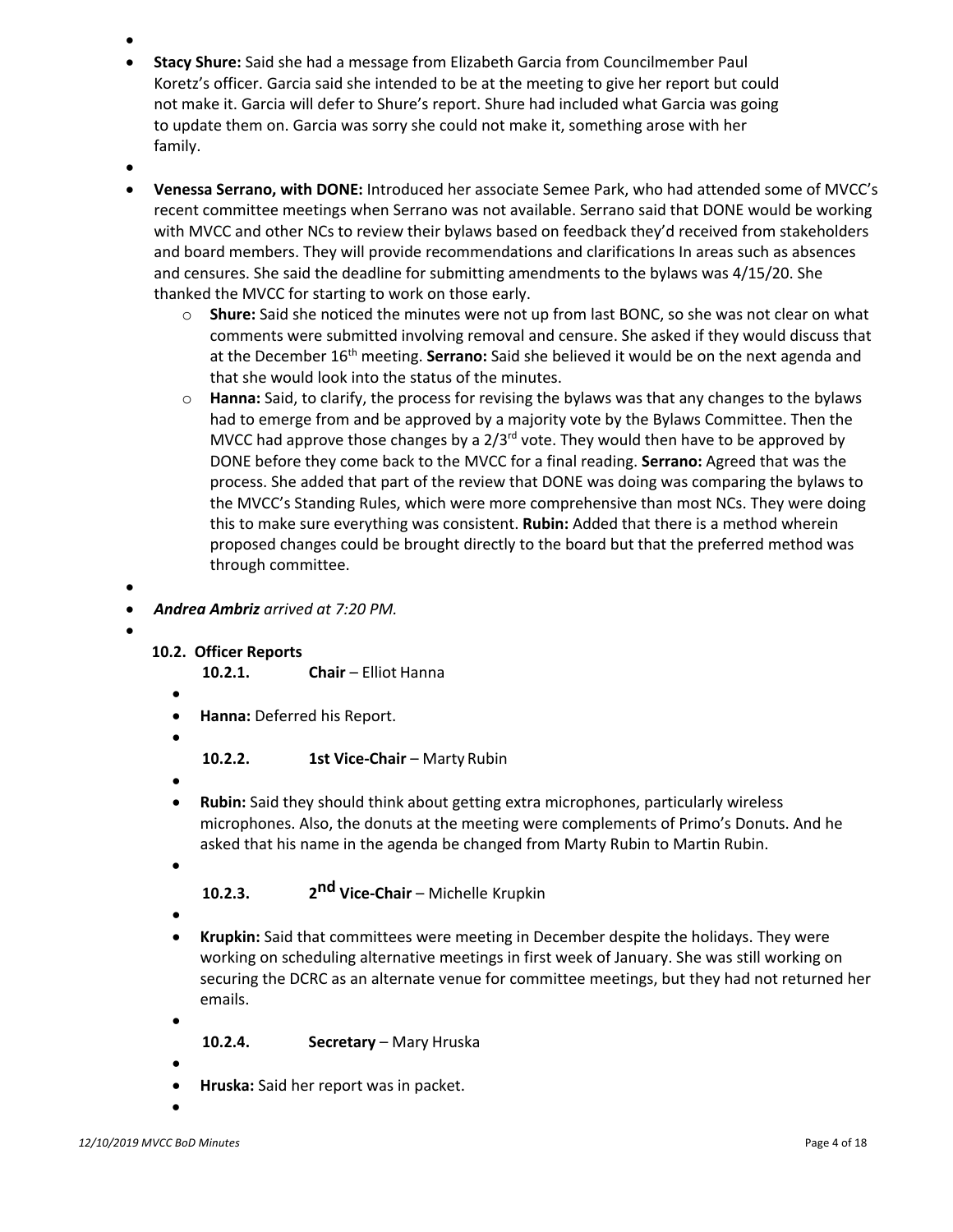- **Stacy Shure:** Said she had a message from Elizabeth Garcia from Councilmember Paul Koretz's officer. Garcia said she intended to be at the meeting to give her report but could not make it. Garcia will defer to Shure's report. Shure had included what Garcia was going to update them on. Garcia was sorry she could not make it, something arose with her family.

- **Venessa Serrano, with DONE:** Introduced her associate Semee Park, who had attended some of MVCC's recent committee meetings when Serrano was not available. Serrano said that DONE would be working with MVCC and other NCs to review their bylaws based on feedback they'd received from stakeholders and board members. They will provide recommendations and clarifications In areas such as absences and censures. She said the deadline for submitting amendments to the bylaws was 4/15/20. She thanked the MVCC for starting to work on those early.
  - **Shure:** Said she noticed the minutes were not up from last BONC, so she was not clear on what comments were submitted involving removal and censure. She asked if they would discuss that at the December 16th meeting. **Serrano:** Said she believed it would be on the next agenda and that she would look into the status of the minutes.
  - **Hanna:** Said, to clarify, the process for revising the bylaws was that any changes to the bylaws had to emerge from and be approved by a majority vote by the Bylaws Committee. Then the MVCC had approve those changes by a 2/3rd vote. They would then have to be approved by DONE before they come back to the MVCC for a final reading. **Serrano:** Agreed that was the process. She added that part of the review that DONE was doing was comparing the bylaws to the MVCC's Standing Rules, which were more comprehensive than most NCs. They were doing this to make sure everything was consistent. **Rubin:** Added that there is a method wherein proposed changes could be brought directly to the board but that the preferred method was through committee.

- ***Andrea Ambriz*** *arrived at 7:20 PM.*

### 10.2. Officer Reports

#### 10.2.1. **Chair** – Elliot Hanna

- **Hanna:** Deferred his Report.

#### 10.2.2. **1st Vice-Chair** – Marty Rubin

- **Rubin:** Said they should think about getting extra microphones, particularly wireless microphones. Also, the donuts at the meeting were complements of Primo's Donuts. And he asked that his name in the agenda be changed from Marty Rubin to Martin Rubin.

#### 10.2.3. **2nd Vice-Chair** – Michelle Krupkin

- **Krupkin:** Said that committees were meeting in December despite the holidays. They were working on scheduling alternative meetings in first week of January. She was still working on securing the DCRC as an alternate venue for committee meetings, but they had not returned her emails.

#### 10.2.4. **Secretary** – Mary Hruska

- **Hruska:** Said her report was in packet.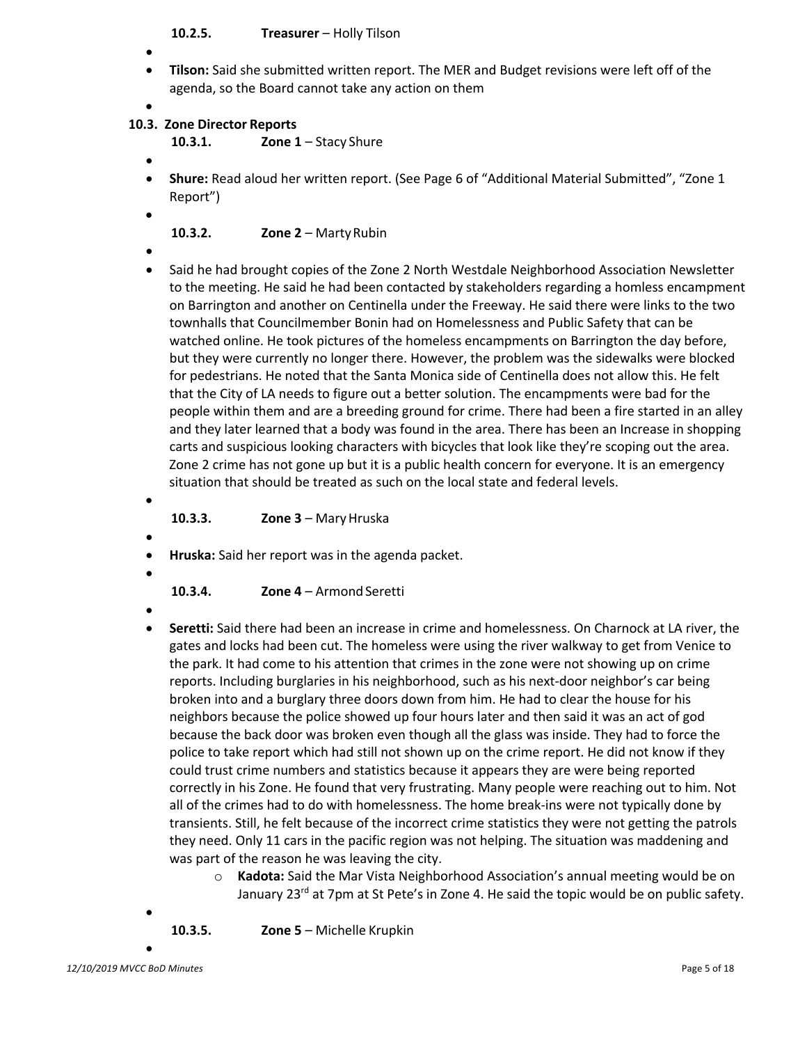**10.2.5. Treasurer** – Holly Tilson

- **Tilson:** Said she submitted written report. The MER and Budget revisions were left off of the agenda, so the Board cannot take any action on them

**10.3. Zone Director Reports**

**10.3.1. Zone 1** – Stacy Shure

- **Shure:** Read aloud her written report. (See Page 6 of "Additional Material Submitted", "Zone 1 Report")

**10.3.2. Zone 2** – Marty Rubin

- Said he had brought copies of the Zone 2 North Westdale Neighborhood Association Newsletter to the meeting. He said he had been contacted by stakeholders regarding a homless encampment on Barrington and another on Centinella under the Freeway. He said there were links to the two townhalls that Councilmember Bonin had on Homelessness and Public Safety that can be watched online. He took pictures of the homeless encampments on Barrington the day before, but they were currently no longer there. However, the problem was the sidewalks were blocked for pedestrians. He noted that the Santa Monica side of Centinella does not allow this. He felt that the City of LA needs to figure out a better solution. The encampments were bad for the people within them and are a breeding ground for crime. There had been a fire started in an alley and they later learned that a body was found in the area. There has been an Increase in shopping carts and suspicious looking characters with bicycles that look like they're scoping out the area. Zone 2 crime has not gone up but it is a public health concern for everyone. It is an emergency situation that should be treated as such on the local state and federal levels.

**10.3.3. Zone 3** – Mary Hruska

- **Hruska:** Said her report was in the agenda packet.

**10.3.4. Zone 4** – Armond Seretti

- **Seretti:** Said there had been an increase in crime and homelessness. On Charnock at LA river, the gates and locks had been cut. The homeless were using the river walkway to get from Venice to the park. It had come to his attention that crimes in the zone were not showing up on crime reports. Including burglaries in his neighborhood, such as his next-door neighbor's car being broken into and a burglary three doors down from him. He had to clear the house for his neighbors because the police showed up four hours later and then said it was an act of god because the back door was broken even though all the glass was inside. They had to force the police to take report which had still not shown up on the crime report. He did not know if they could trust crime numbers and statistics because it appears they are were being reported correctly in his Zone. He found that very frustrating. Many people were reaching out to him. Not all of the crimes had to do with homelessness. The home break-ins were not typically done by transients. Still, he felt because of the incorrect crime statistics they were not getting the patrols they need. Only 11 cars in the pacific region was not helping. The situation was maddening and was part of the reason he was leaving the city.
    - **Kadota:** Said the Mar Vista Neighborhood Association's annual meeting would be on January 23rd at 7pm at St Pete's in Zone 4. He said the topic would be on public safety.

**10.3.5. Zone 5** – Michelle Krupkin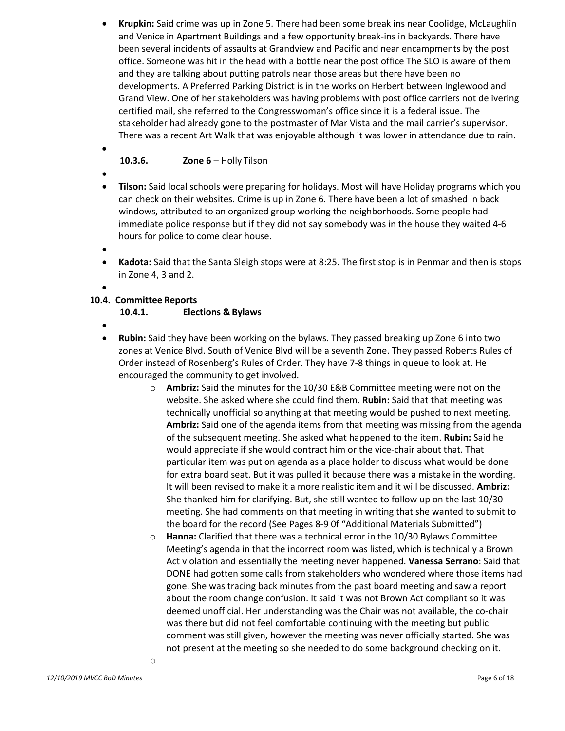- **Krupkin:** Said crime was up in Zone 5. There had been some break ins near Coolidge, McLaughlin and Venice in Apartment Buildings and a few opportunity break-ins in backyards. There have been several incidents of assaults at Grandview and Pacific and near encampments by the post office. Someone was hit in the head with a bottle near the post office The SLO is aware of them and they are talking about putting patrols near those areas but there have been no developments. A Preferred Parking District is in the works on Herbert between Inglewood and Grand View. One of her stakeholders was having problems with post office carriers not delivering certified mail, she referred to the Congresswoman's office since it is a federal issue. The stakeholder had already gone to the postmaster of Mar Vista and the mail carrier's supervisor. There was a recent Art Walk that was enjoyable although it was lower in attendance due to rain.

**10.3.6. Zone 6** – Holly Tilson

- **Tilson:** Said local schools were preparing for holidays. Most will have Holiday programs which you can check on their websites. Crime is up in Zone 6. There have been a lot of smashed in back windows, attributed to an organized group working the neighborhoods. Some people had immediate police response but if they did not say somebody was in the house they waited 4-6 hours for police to come clear house.

- **Kadota:** Said that the Santa Sleigh stops were at 8:25. The first stop is in Penmar and then is stops in Zone 4, 3 and 2.

## 10.4. Committee Reports

**10.4.1. Elections & Bylaws**

- **Rubin:** Said they have been working on the bylaws. They passed breaking up Zone 6 into two zones at Venice Blvd. South of Venice Blvd will be a seventh Zone. They passed Roberts Rules of Order instead of Rosenberg's Rules of Order. They have 7-8 things in queue to look at. He encouraged the community to get involved.
    - **Ambriz:** Said the minutes for the 10/30 E&B Committee meeting were not on the website. She asked where she could find them. **Rubin:** Said that that meeting was technically unofficial so anything at that meeting would be pushed to next meeting. **Ambriz:** Said one of the agenda items from that meeting was missing from the agenda of the subsequent meeting. She asked what happened to the item. **Rubin:** Said he would appreciate if she would contract him or the vice-chair about that. That particular item was put on agenda as a place holder to discuss what would be done for extra board seat. But it was pulled it because there was a mistake in the wording. It will been revised to make it a more realistic item and it will be discussed. **Ambriz:** She thanked him for clarifying. But, she still wanted to follow up on the last 10/30 meeting. She had comments on that meeting in writing that she wanted to submit to the board for the record (See Pages 8-9 0f "Additional Materials Submitted")
    - **Hanna:** Clarified that there was a technical error in the 10/30 Bylaws Committee Meeting's agenda in that the incorrect room was listed, which is technically a Brown Act violation and essentially the meeting never happened. **Vanessa Serrano**: Said that DONE had gotten some calls from stakeholders who wondered where those items had gone. She was tracing back minutes from the past board meeting and saw a report about the room change confusion. It said it was not Brown Act compliant so it was deemed unofficial. Her understanding was the Chair was not available, the co-chair was there but did not feel comfortable continuing with the meeting but public comment was still given, however the meeting was never officially started. She was not present at the meeting so she needed to do some background checking on it.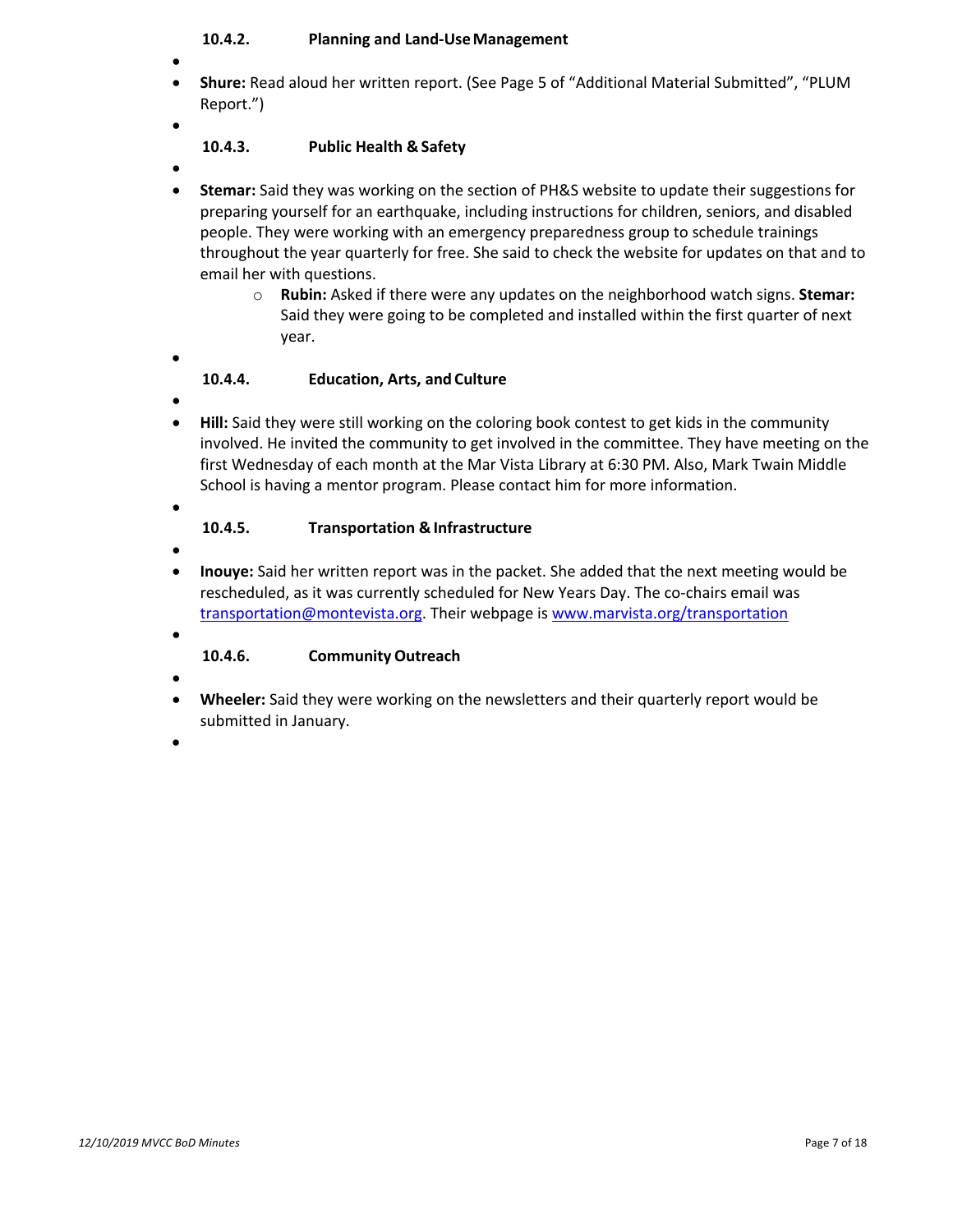#### 10.4.2. Planning and Land-Use Management

- **Shure:** Read aloud her written report. (See Page 5 of "Additional Material Submitted", "PLUM Report.")

#### 10.4.3. Public Health & Safety

- **Stemar:** Said they was working on the section of PH&S website to update their suggestions for preparing yourself for an earthquake, including instructions for children, seniors, and disabled people. They were working with an emergency preparedness group to schedule trainings throughout the year quarterly for free. She said to check the website for updates on that and to email her with questions.
    - **Rubin:** Asked if there were any updates on the neighborhood watch signs. **Stemar:** Said they were going to be completed and installed within the first quarter of next year.

#### 10.4.4. Education, Arts, and Culture

- **Hill:** Said they were still working on the coloring book contest to get kids in the community involved. He invited the community to get involved in the committee. They have meeting on the first Wednesday of each month at the Mar Vista Library at 6:30 PM. Also, Mark Twain Middle School is having a mentor program. Please contact him for more information.

#### 10.4.5. Transportation & Infrastructure

- **Inouye:** Said her written report was in the packet. She added that the next meeting would be rescheduled, as it was currently scheduled for New Years Day. The co-chairs email was [transportation@montevista.org](mailto:transportation@montevista.org). Their webpage is [www.marvista.org/transportation](http://www.marvista.org/transportation)

#### 10.4.6. Community Outreach

- **Wheeler:** Said they were working on the newsletters and their quarterly report would be submitted in January.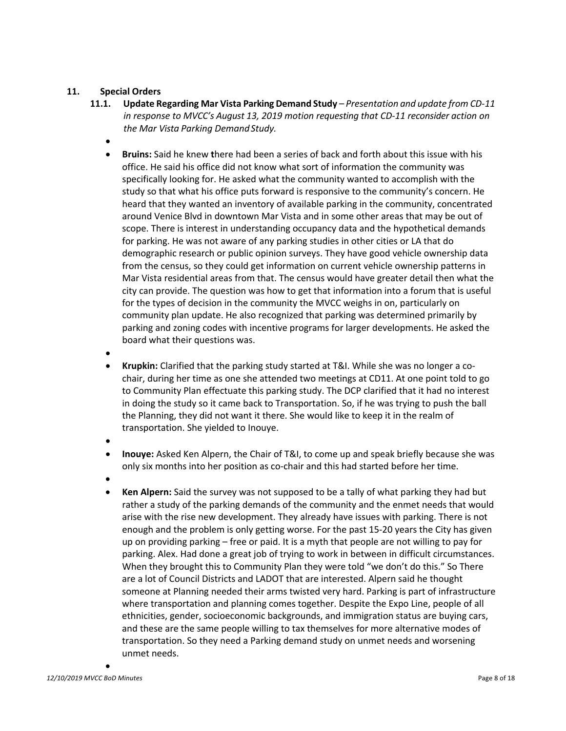## 11. Special Orders

### 11.1. Update Regarding Mar Vista Parking Demand Study – *Presentation and update from CD-11 in response to MVCC's August 13, 2019 motion requesting that CD-11 reconsider action on the Mar Vista Parking Demand Study.*

- **Bruins:** Said he knew **t**here had been a series of back and forth about this issue with his office. He said his office did not know what sort of information the community was specifically looking for. He asked what the community wanted to accomplish with the study so that what his office puts forward is responsive to the community's concern. He heard that they wanted an inventory of available parking in the community, concentrated around Venice Blvd in downtown Mar Vista and in some other areas that may be out of scope. There is interest in understanding occupancy data and the hypothetical demands for parking. He was not aware of any parking studies in other cities or LA that do demographic research or public opinion surveys. They have good vehicle ownership data from the census, so they could get information on current vehicle ownership patterns in Mar Vista residential areas from that. The census would have greater detail then what the city can provide. The question was how to get that information into a forum that is useful for the types of decision in the community the MVCC weighs in on, particularly on community plan update. He also recognized that parking was determined primarily by parking and zoning codes with incentive programs for larger developments. He asked the board what their questions was.

- **Krupkin:** Clarified that the parking study started at T&I. While she was no longer a co-chair, during her time as one she attended two meetings at CD11. At one point told to go to Community Plan effectuate this parking study. The DCP clarified that it had no interest in doing the study so it came back to Transportation. So, if he was trying to push the ball the Planning, they did not want it there. She would like to keep it in the realm of transportation. She yielded to Inouye.

- **Inouye:** Asked Ken Alpern, the Chair of T&I, to come up and speak briefly because she was only six months into her position as co-chair and this had started before her time.

- **Ken Alpern:** Said the survey was not supposed to be a tally of what parking they had but rather a study of the parking demands of the community and the enmet needs that would arise with the rise new development. They already have issues with parking. There is not enough and the problem is only getting worse. For the past 15-20 years the City has given up on providing parking – free or paid. It is a myth that people are not willing to pay for parking. Alex. Had done a great job of trying to work in between in difficult circumstances. When they brought this to Community Plan they were told "we don't do this." So There are a lot of Council Districts and LADOT that are interested. Alpern said he thought someone at Planning needed their arms twisted very hard. Parking is part of infrastructure where transportation and planning comes together. Despite the Expo Line, people of all ethnicities, gender, socioeconomic backgrounds, and immigration status are buying cars, and these are the same people willing to tax themselves for more alternative modes of transportation. So they need a Parking demand study on unmet needs and worsening unmet needs.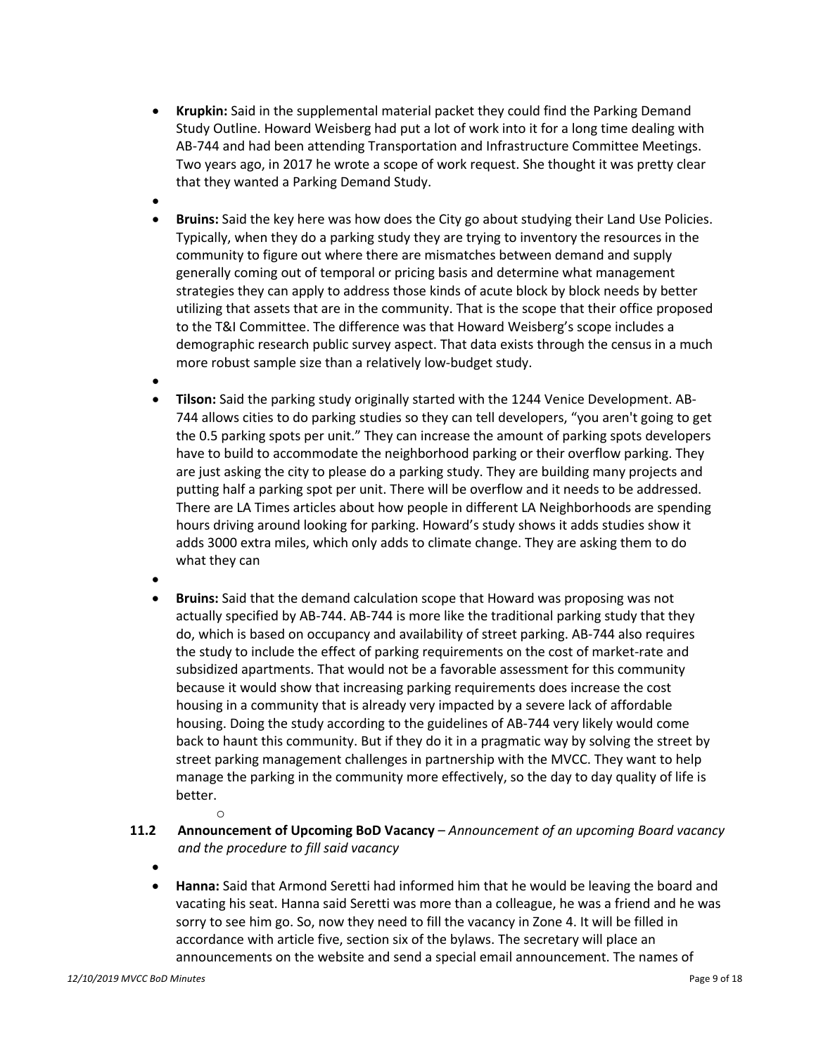- **Krupkin:** Said in the supplemental material packet they could find the Parking Demand Study Outline. Howard Weisberg had put a lot of work into it for a long time dealing with AB-744 and had been attending Transportation and Infrastructure Committee Meetings. Two years ago, in 2017 he wrote a scope of work request. She thought it was pretty clear that they wanted a Parking Demand Study.
- 
- **Bruins:** Said the key here was how does the City go about studying their Land Use Policies. Typically, when they do a parking study they are trying to inventory the resources in the community to figure out where there are mismatches between demand and supply generally coming out of temporal or pricing basis and determine what management strategies they can apply to address those kinds of acute block by block needs by better utilizing that assets that are in the community. That is the scope that their office proposed to the T&I Committee. The difference was that Howard Weisberg's scope includes a demographic research public survey aspect. That data exists through the census in a much more robust sample size than a relatively low-budget study.
- 
- **Tilson:** Said the parking study originally started with the 1244 Venice Development. AB-744 allows cities to do parking studies so they can tell developers, "you aren't going to get the 0.5 parking spots per unit." They can increase the amount of parking spots developers have to build to accommodate the neighborhood parking or their overflow parking. They are just asking the city to please do a parking study. They are building many projects and putting half a parking spot per unit. There will be overflow and it needs to be addressed. There are LA Times articles about how people in different LA Neighborhoods are spending hours driving around looking for parking. Howard's study shows it adds studies show it adds 3000 extra miles, which only adds to climate change. They are asking them to do what they can
- 
- **Bruins:** Said that the demand calculation scope that Howard was proposing was not actually specified by AB-744. AB-744 is more like the traditional parking study that they do, which is based on occupancy and availability of street parking. AB-744 also requires the study to include the effect of parking requirements on the cost of market-rate and subsidized apartments. That would not be a favorable assessment for this community because it would show that increasing parking requirements does increase the cost housing in a community that is already very impacted by a severe lack of affordable housing. Doing the study according to the guidelines of AB-744 very likely would come back to haunt this community. But if they do it in a pragmatic way by solving the street by street parking management challenges in partnership with the MVCC. They want to help manage the parking in the community more effectively, so the day to day quality of life is better.
    - 

**11.2 Announcement of Upcoming BoD Vacancy** – *Announcement of an upcoming Board vacancy and the procedure to fill said vacancy*

- 
- **Hanna:** Said that Armond Seretti had informed him that he would be leaving the board and vacating his seat. Hanna said Seretti was more than a colleague, he was a friend and he was sorry to see him go. So, now they need to fill the vacancy in Zone 4. It will be filled in accordance with article five, section six of the bylaws. The secretary will place an announcements on the website and send a special email announcement. The names of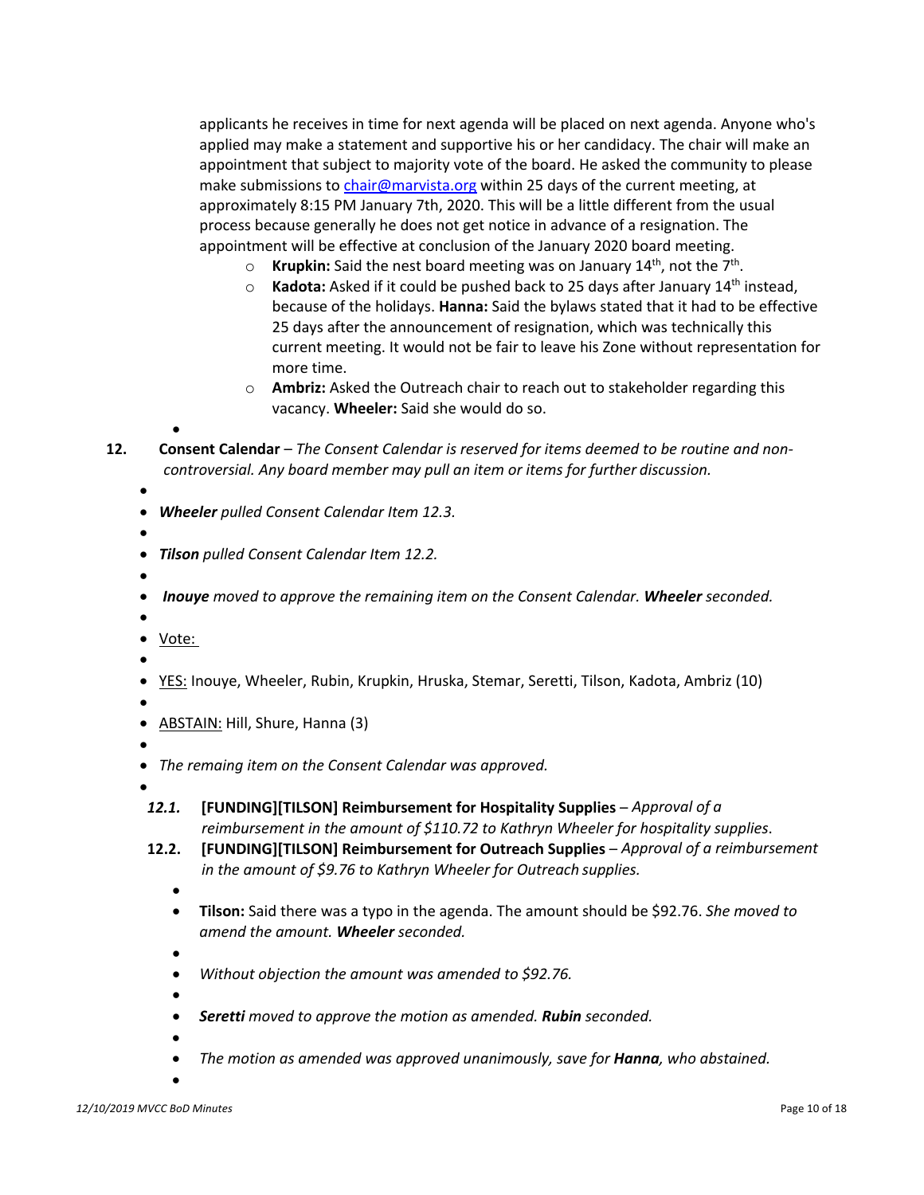applicants he receives in time for next agenda will be placed on next agenda. Anyone who's applied may make a statement and supportive his or her candidacy. The chair will make an appointment that subject to majority vote of the board. He asked the community to please make submissions to chair@marvista.org within 25 days of the current meeting, at approximately 8:15 PM January 7th, 2020. This will be a little different from the usual process because generally he does not get notice in advance of a resignation. The appointment will be effective at conclusion of the January 2020 board meeting.

- **Krupkin:** Said the nest board meeting was on January 14th, not the 7th.
- **Kadota:** Asked if it could be pushed back to 25 days after January 14th instead, because of the holidays. **Hanna:** Said the bylaws stated that it had to be effective 25 days after the announcement of resignation, which was technically this current meeting. It would not be fair to leave his Zone without representation for more time.
- **Ambriz:** Asked the Outreach chair to reach out to stakeholder regarding this vacancy. **Wheeler:** Said she would do so.

**12. Consent Calendar** – *The Consent Calendar is reserved for items deemed to be routine and non-controversial. Any board member may pull an item or items for further discussion.*

- ***Wheeler** pulled Consent Calendar Item 12.3.*
- ***Tilson** pulled Consent Calendar Item 12.2.*
- ***Inouye** moved to approve the remaining item on the Consent Calendar. **Wheeler** seconded.*
- Vote:
- YES: Inouye, Wheeler, Rubin, Krupkin, Hruska, Stemar, Seretti, Tilson, Kadota, Ambriz (10)
- ABSTAIN: Hill, Shure, Hanna (3)
- *The remaing item on the Consent Calendar was approved.*

***12.1.* [FUNDING][TILSON] Reimbursement for Hospitality Supplies** – *Approval of a reimbursement in the amount of $110.72 to Kathryn Wheeler for hospitality supplies.*

**12.2. [FUNDING][TILSON] Reimbursement for Outreach Supplies** – *Approval of a reimbursement in the amount of $9.76 to Kathryn Wheeler for Outreach supplies.*

- **Tilson:** Said there was a typo in the agenda. The amount should be $92.76. *She moved to amend the amount. **Wheeler** seconded.*
- *Without objection the amount was amended to $92.76.*
- ***Seretti** moved to approve the motion as amended. **Rubin** seconded.*
- *The motion as amended was approved unanimously, save for **Hanna**, who abstained.*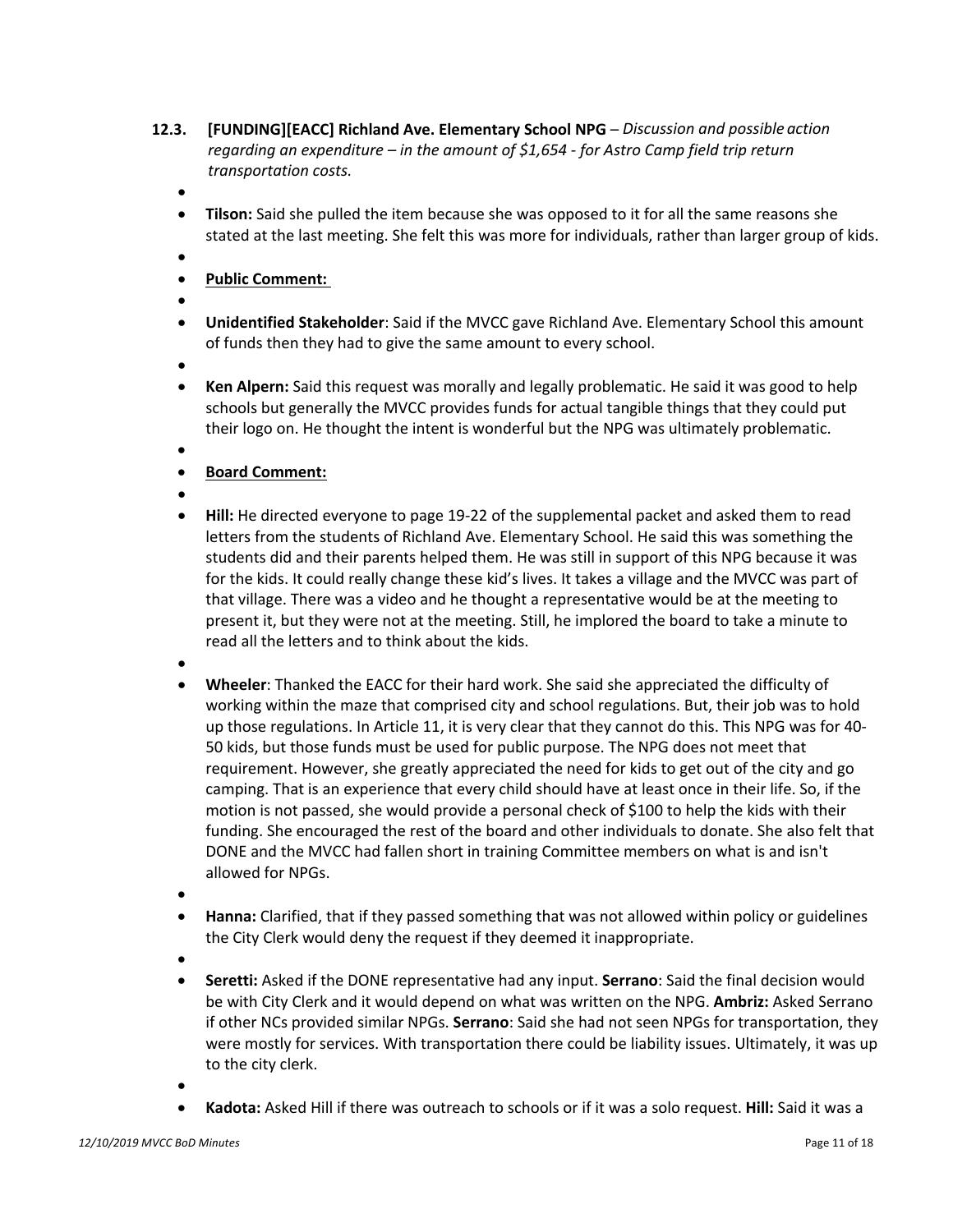**12.3. [FUNDING][EACC] Richland Ave. Elementary School NPG** – *Discussion and possible action regarding an expenditure – in the amount of $1,654 - for Astro Camp field trip return transportation costs.*

- **Tilson:** Said she pulled the item because she was opposed to it for all the same reasons she stated at the last meeting. She felt this was more for individuals, rather than larger group of kids.
- **Public Comment:**
- **Unidentified Stakeholder**: Said if the MVCC gave Richland Ave. Elementary School this amount of funds then they had to give the same amount to every school.
- **Ken Alpern:** Said this request was morally and legally problematic. He said it was good to help schools but generally the MVCC provides funds for actual tangible things that they could put their logo on. He thought the intent is wonderful but the NPG was ultimately problematic.
- **Board Comment:**
- **Hill:** He directed everyone to page 19-22 of the supplemental packet and asked them to read letters from the students of Richland Ave. Elementary School. He said this was something the students did and their parents helped them. He was still in support of this NPG because it was for the kids. It could really change these kid's lives. It takes a village and the MVCC was part of that village. There was a video and he thought a representative would be at the meeting to present it, but they were not at the meeting. Still, he implored the board to take a minute to read all the letters and to think about the kids.
- **Wheeler**: Thanked the EACC for their hard work. She said she appreciated the difficulty of working within the maze that comprised city and school regulations. But, their job was to hold up those regulations. In Article 11, it is very clear that they cannot do this. This NPG was for 40-50 kids, but those funds must be used for public purpose. The NPG does not meet that requirement. However, she greatly appreciated the need for kids to get out of the city and go camping. That is an experience that every child should have at least once in their life. So, if the motion is not passed, she would provide a personal check of $100 to help the kids with their funding. She encouraged the rest of the board and other individuals to donate. She also felt that DONE and the MVCC had fallen short in training Committee members on what is and isn't allowed for NPGs.
- **Hanna:** Clarified, that if they passed something that was not allowed within policy or guidelines the City Clerk would deny the request if they deemed it inappropriate.
- **Seretti:** Asked if the DONE representative had any input. **Serrano**: Said the final decision would be with City Clerk and it would depend on what was written on the NPG. **Ambriz:** Asked Serrano if other NCs provided similar NPGs. **Serrano**: Said she had not seen NPGs for transportation, they were mostly for services. With transportation there could be liability issues. Ultimately, it was up to the city clerk.
- **Kadota:** Asked Hill if there was outreach to schools or if it was a solo request. **Hill:** Said it was a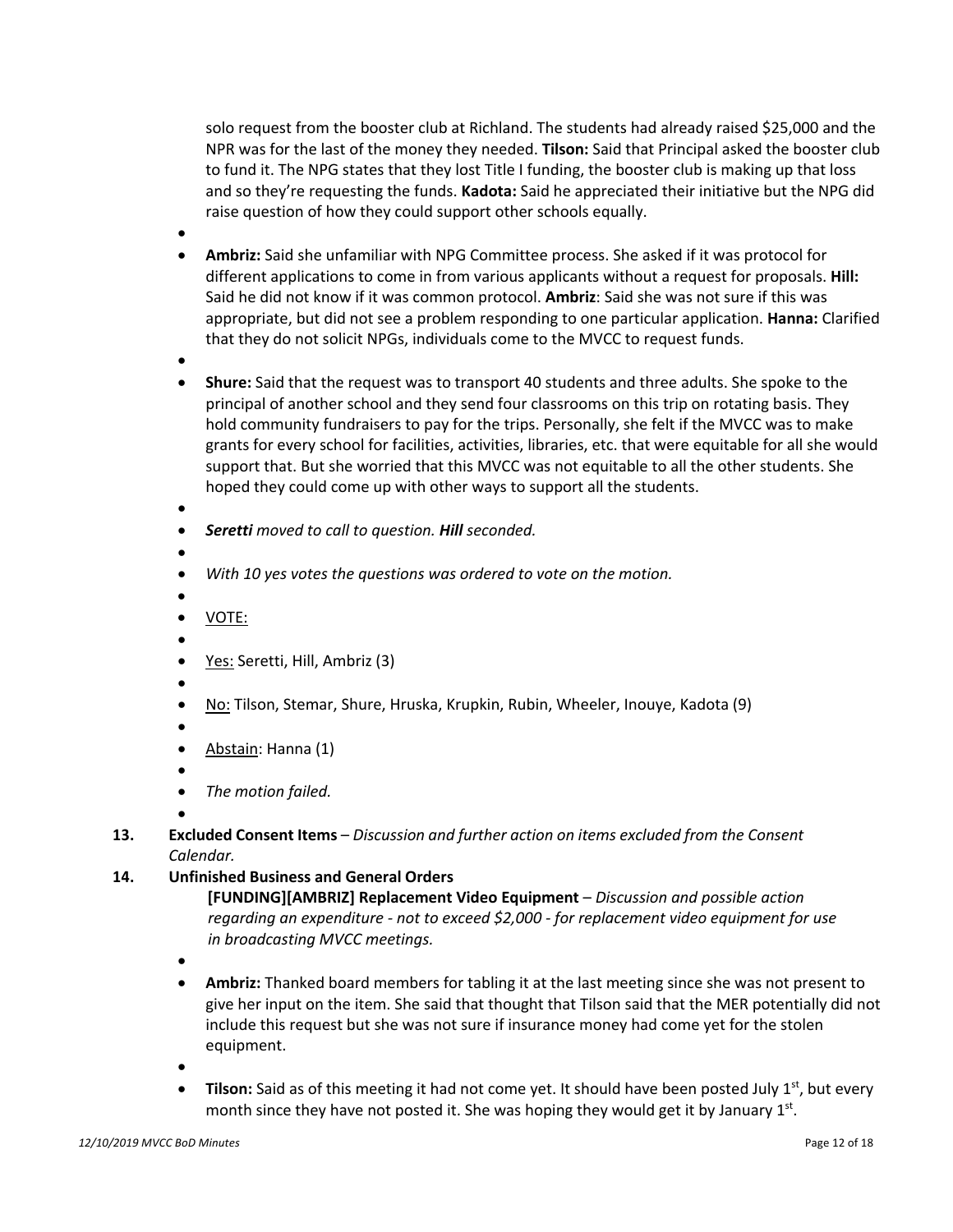solo request from the booster club at Richland. The students had already raised $25,000 and the NPR was for the last of the money they needed. **Tilson:** Said that Principal asked the booster club to fund it. The NPG states that they lost Title I funding, the booster club is making up that loss and so they're requesting the funds. **Kadota:** Said he appreciated their initiative but the NPG did raise question of how they could support other schools equally.

- **Ambriz:** Said she unfamiliar with NPG Committee process. She asked if it was protocol for different applications to come in from various applicants without a request for proposals. **Hill:** Said he did not know if it was common protocol. **Ambriz**: Said she was not sure if this was appropriate, but did not see a problem responding to one particular application. **Hanna:** Clarified that they do not solicit NPGs, individuals come to the MVCC to request funds.
- **Shure:** Said that the request was to transport 40 students and three adults. She spoke to the principal of another school and they send four classrooms on this trip on rotating basis. They hold community fundraisers to pay for the trips. Personally, she felt if the MVCC was to make grants for every school for facilities, activities, libraries, etc. that were equitable for all she would support that. But she worried that this MVCC was not equitable to all the other students. She hoped they could come up with other ways to support all the students.
- ***Seretti*** *moved to call to question.* ***Hill*** *seconded.*
- *With 10 yes votes the questions was ordered to vote on the motion.*
- VOTE:
- Yes: Seretti, Hill, Ambriz (3)
- No: Tilson, Stemar, Shure, Hruska, Krupkin, Rubin, Wheeler, Inouye, Kadota (9)
- Abstain: Hanna (1)
- *The motion failed.*

**13. Excluded Consent Items** – *Discussion and further action on items excluded from the Consent Calendar.*

**14. Unfinished Business and General Orders**

**[FUNDING][AMBRIZ] Replacement Video Equipment** – *Discussion and possible action regarding an expenditure - not to exceed $2,000 - for replacement video equipment for use in broadcasting MVCC meetings.*

- **Ambriz:** Thanked board members for tabling it at the last meeting since she was not present to give her input on the item. She said that thought that Tilson said that the MER potentially did not include this request but she was not sure if insurance money had come yet for the stolen equipment.
- **Tilson:** Said as of this meeting it had not come yet. It should have been posted July 1st, but every month since they have not posted it. She was hoping they would get it by January 1st.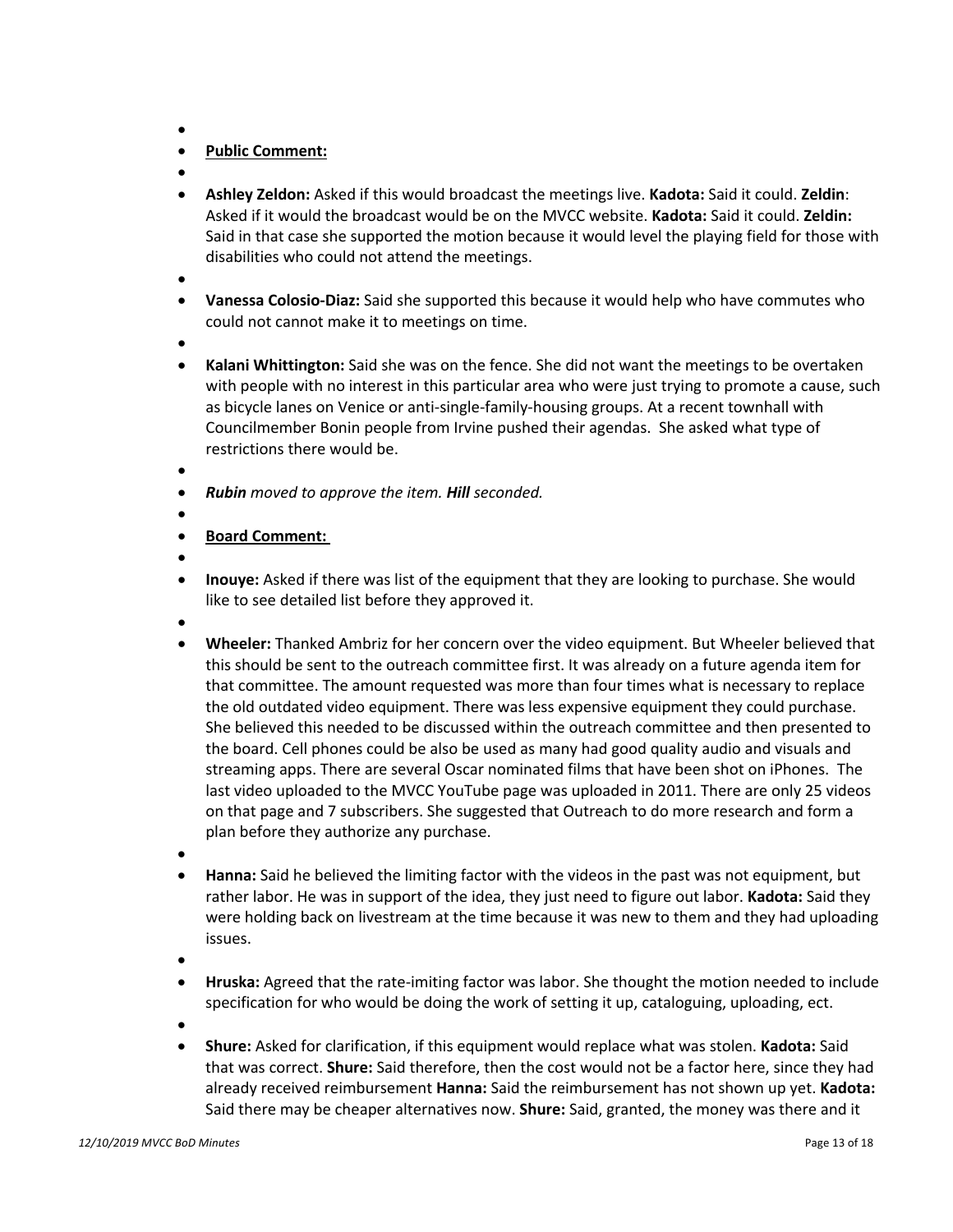- **Public Comment:**
- **Ashley Zeldon:** Asked if this would broadcast the meetings live. **Kadota:** Said it could. **Zeldin**: Asked if it would the broadcast would be on the MVCC website. **Kadota:** Said it could. **Zeldin:** Said in that case she supported the motion because it would level the playing field for those with disabilities who could not attend the meetings.
- **Vanessa Colosio-Diaz:** Said she supported this because it would help who have commutes who could not cannot make it to meetings on time.
- **Kalani Whittington:** Said she was on the fence. She did not want the meetings to be overtaken with people with no interest in this particular area who were just trying to promote a cause, such as bicycle lanes on Venice or anti-single-family-housing groups. At a recent townhall with Councilmember Bonin people from Irvine pushed their agendas. She asked what type of restrictions there would be.
- ***Rubin*** *moved to approve the item.* ***Hill*** *seconded.*
- **Board Comment:**
- **Inouye:** Asked if there was list of the equipment that they are looking to purchase. She would like to see detailed list before they approved it.
- **Wheeler:** Thanked Ambriz for her concern over the video equipment. But Wheeler believed that this should be sent to the outreach committee first. It was already on a future agenda item for that committee. The amount requested was more than four times what is necessary to replace the old outdated video equipment. There was less expensive equipment they could purchase. She believed this needed to be discussed within the outreach committee and then presented to the board. Cell phones could be also be used as many had good quality audio and visuals and streaming apps. There are several Oscar nominated films that have been shot on iPhones. The last video uploaded to the MVCC YouTube page was uploaded in 2011. There are only 25 videos on that page and 7 subscribers. She suggested that Outreach to do more research and form a plan before they authorize any purchase.
- **Hanna:** Said he believed the limiting factor with the videos in the past was not equipment, but rather labor. He was in support of the idea, they just need to figure out labor. **Kadota:** Said they were holding back on livestream at the time because it was new to them and they had uploading issues.
- **Hruska:** Agreed that the rate-imiting factor was labor. She thought the motion needed to include specification for who would be doing the work of setting it up, cataloguing, uploading, ect.
- **Shure:** Asked for clarification, if this equipment would replace what was stolen. **Kadota:** Said that was correct. **Shure:** Said therefore, then the cost would not be a factor here, since they had already received reimbursement **Hanna:** Said the reimbursement has not shown up yet. **Kadota:** Said there may be cheaper alternatives now. **Shure:** Said, granted, the money was there and it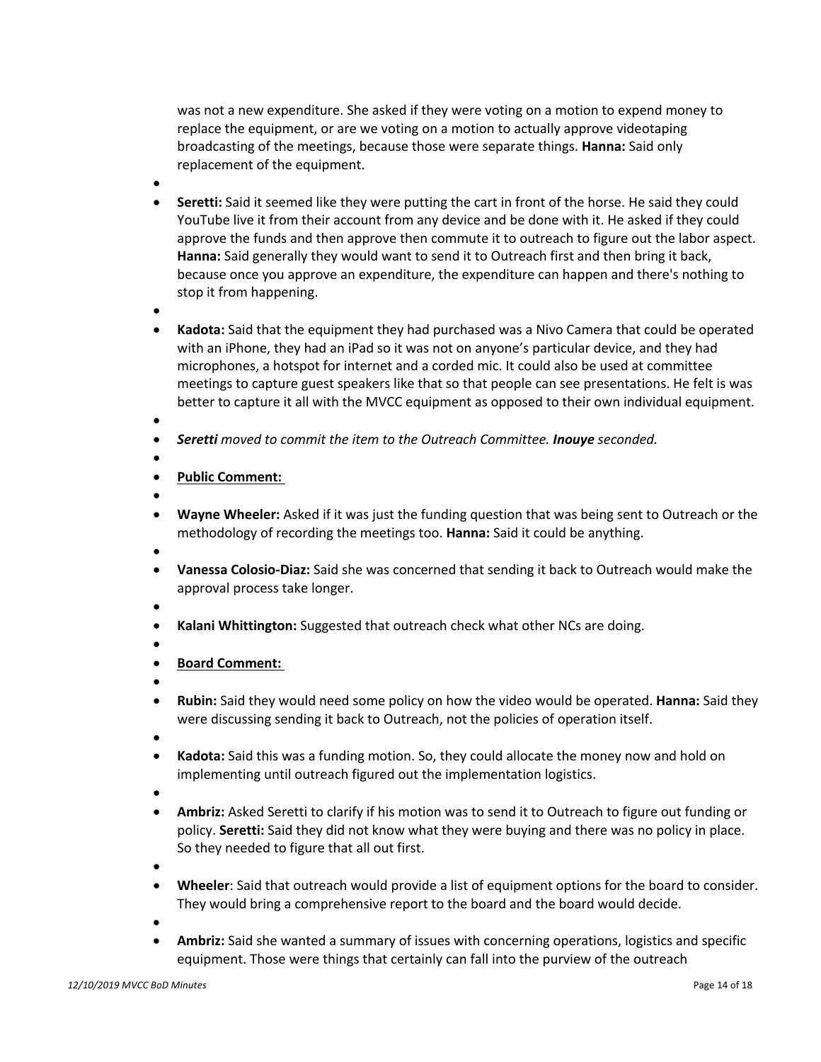was not a new expenditure. She asked if they were voting on a motion to expend money to replace the equipment, or are we voting on a motion to actually approve videotaping broadcasting of the meetings, because those were separate things. **Hanna:** Said only replacement of the equipment.

- **Seretti:** Said it seemed like they were putting the cart in front of the horse. He said they could YouTube live it from their account from any device and be done with it. He asked if they could approve the funds and then approve then commute it to outreach to figure out the labor aspect. **Hanna:** Said generally they would want to send it to Outreach first and then bring it back, because once you approve an expenditure, the expenditure can happen and there's nothing to stop it from happening.

- **Kadota:** Said that the equipment they had purchased was a Nivo Camera that could be operated with an iPhone, they had an iPad so it was not on anyone's particular device, and they had microphones, a hotspot for internet and a corded mic. It could also be used at committee meetings to capture guest speakers like that so that people can see presentations. He felt is was better to capture it all with the MVCC equipment as opposed to their own individual equipment.

- ***Seretti*** *moved to commit the item to the Outreach Committee.* ***Inouye*** *seconded.*

- **Public Comment:**

- **Wayne Wheeler:** Asked if it was just the funding question that was being sent to Outreach or the methodology of recording the meetings too. **Hanna:** Said it could be anything.

- **Vanessa Colosio-Diaz:** Said she was concerned that sending it back to Outreach would make the approval process take longer.

- **Kalani Whittington:** Suggested that outreach check what other NCs are doing.

- **Board Comment:**

- **Rubin:** Said they would need some policy on how the video would be operated. **Hanna:** Said they were discussing sending it back to Outreach, not the policies of operation itself.

- **Kadota:** Said this was a funding motion. So, they could allocate the money now and hold on implementing until outreach figured out the implementation logistics.

- **Ambriz:** Asked Seretti to clarify if his motion was to send it to Outreach to figure out funding or policy. **Seretti:** Said they did not know what they were buying and there was no policy in place. So they needed to figure that all out first.

- **Wheeler**: Said that outreach would provide a list of equipment options for the board to consider. They would bring a comprehensive report to the board and the board would decide.

- **Ambriz:** Said she wanted a summary of issues with concerning operations, logistics and specific equipment. Those were things that certainly can fall into the purview of the outreach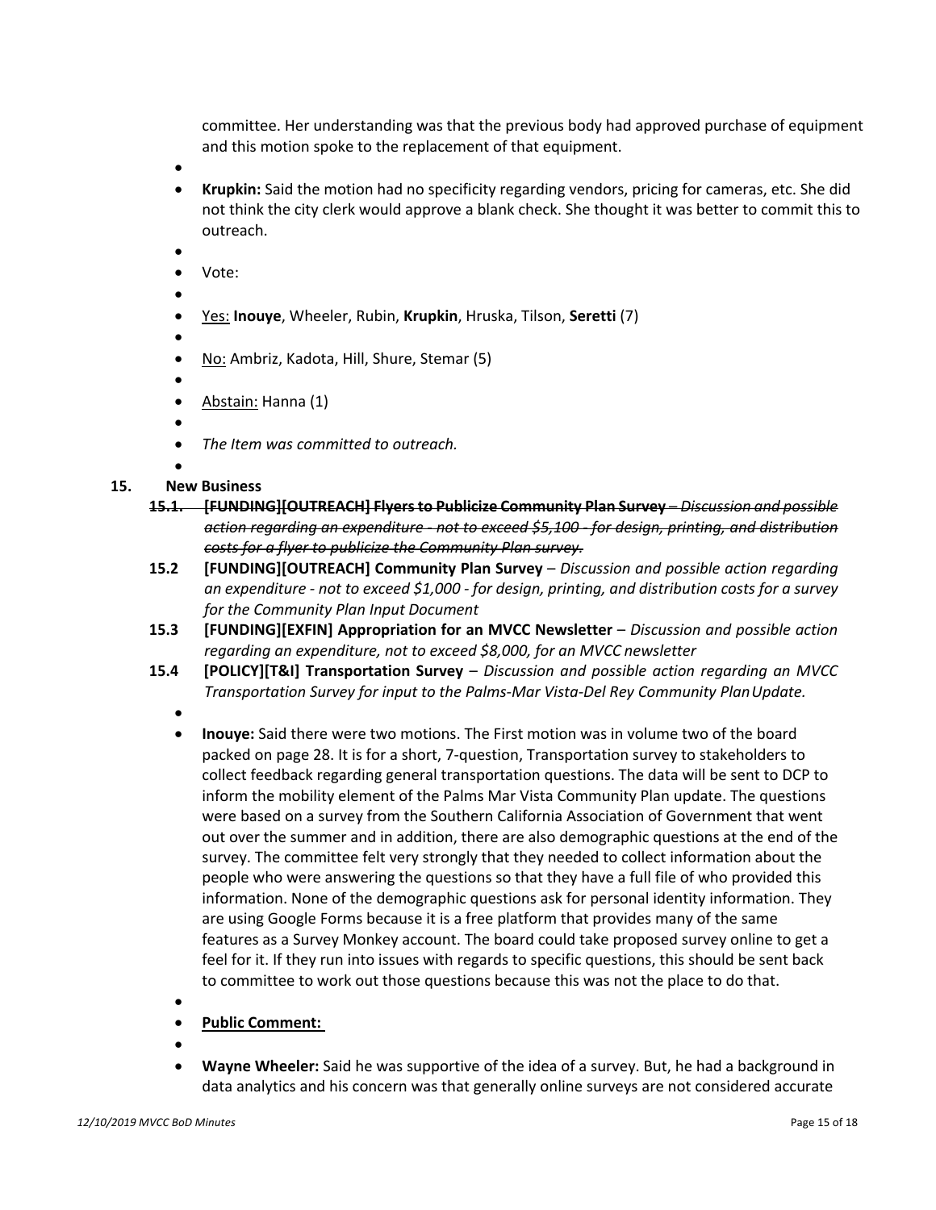committee. Her understanding was that the previous body had approved purchase of equipment and this motion spoke to the replacement of that equipment.

- **Krupkin:** Said the motion had no specificity regarding vendors, pricing for cameras, etc. She did not think the city clerk would approve a blank check. She thought it was better to commit this to outreach.
- Vote:
- <u>Yes:</u> **Inouye**, Wheeler, Rubin, **Krupkin**, Hruska, Tilson, **Seretti** (7)
- <u>No:</u> Ambriz, Kadota, Hill, Shure, Stemar (5)
- <u>Abstain:</u> Hanna (1)
- *The Item was committed to outreach.*

**15. New Business**

~~**15.1. [FUNDING][OUTREACH] Flyers to Publicize Community Plan Survey** – *Discussion and possible action regarding an expenditure - not to exceed $5,100 - for design, printing, and distribution costs for a flyer to publicize the Community Plan survey.*~~

**15.2 [FUNDING][OUTREACH] Community Plan Survey** – *Discussion and possible action regarding an expenditure - not to exceed $1,000 - for design, printing, and distribution costs for a survey for the Community Plan Input Document*

**15.3 [FUNDING][EXFIN] Appropriation for an MVCC Newsletter** – *Discussion and possible action regarding an expenditure, not to exceed $8,000, for an MVCC newsletter*

**15.4 [POLICY][T&I] Transportation Survey** – *Discussion and possible action regarding an MVCC Transportation Survey for input to the Palms-Mar Vista-Del Rey Community Plan Update.*

- **Inouye:** Said there were two motions. The First motion was in volume two of the board packed on page 28. It is for a short, 7-question, Transportation survey to stakeholders to collect feedback regarding general transportation questions. The data will be sent to DCP to inform the mobility element of the Palms Mar Vista Community Plan update. The questions were based on a survey from the Southern California Association of Government that went out over the summer and in addition, there are also demographic questions at the end of the survey. The committee felt very strongly that they needed to collect information about the people who were answering the questions so that they have a full file of who provided this information. None of the demographic questions ask for personal identity information. They are using Google Forms because it is a free platform that provides many of the same features as a Survey Monkey account. The board could take proposed survey online to get a feel for it. If they run into issues with regards to specific questions, this should be sent back to committee to work out those questions because this was not the place to do that.
- <u>**Public Comment:**</u>
- **Wayne Wheeler:** Said he was supportive of the idea of a survey. But, he had a background in data analytics and his concern was that generally online surveys are not considered accurate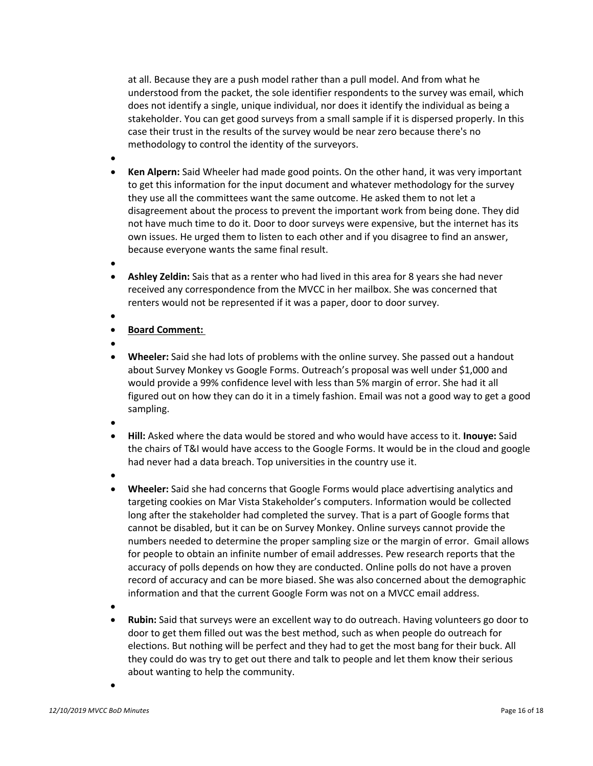at all. Because they are a push model rather than a pull model. And from what he understood from the packet, the sole identifier respondents to the survey was email, which does not identify a single, unique individual, nor does it identify the individual as being a stakeholder. You can get good surveys from a small sample if it is dispersed properly. In this case their trust in the results of the survey would be near zero because there's no methodology to control the identity of the surveyors.

- **Ken Alpern:** Said Wheeler had made good points. On the other hand, it was very important to get this information for the input document and whatever methodology for the survey they use all the committees want the same outcome. He asked them to not let a disagreement about the process to prevent the important work from being done. They did not have much time to do it. Door to door surveys were expensive, but the internet has its own issues. He urged them to listen to each other and if you disagree to find an answer, because everyone wants the same final result.

- **Ashley Zeldin:** Sais that as a renter who had lived in this area for 8 years she had never received any correspondence from the MVCC in her mailbox. She was concerned that renters would not be represented if it was a paper, door to door survey.

- **Board Comment:**

- **Wheeler:** Said she had lots of problems with the online survey. She passed out a handout about Survey Monkey vs Google Forms. Outreach's proposal was well under $1,000 and would provide a 99% confidence level with less than 5% margin of error. She had it all figured out on how they can do it in a timely fashion. Email was not a good way to get a good sampling.

- **Hill:** Asked where the data would be stored and who would have access to it. **Inouye:** Said the chairs of T&I would have access to the Google Forms. It would be in the cloud and google had never had a data breach. Top universities in the country use it.

- **Wheeler:** Said she had concerns that Google Forms would place advertising analytics and targeting cookies on Mar Vista Stakeholder's computers. Information would be collected long after the stakeholder had completed the survey. That is a part of Google forms that cannot be disabled, but it can be on Survey Monkey. Online surveys cannot provide the numbers needed to determine the proper sampling size or the margin of error. Gmail allows for people to obtain an infinite number of email addresses. Pew research reports that the accuracy of polls depends on how they are conducted. Online polls do not have a proven record of accuracy and can be more biased. She was also concerned about the demographic information and that the current Google Form was not on a MVCC email address.

- **Rubin:** Said that surveys were an excellent way to do outreach. Having volunteers go door to door to get them filled out was the best method, such as when people do outreach for elections. But nothing will be perfect and they had to get the most bang for their buck. All they could do was try to get out there and talk to people and let them know their serious about wanting to help the community.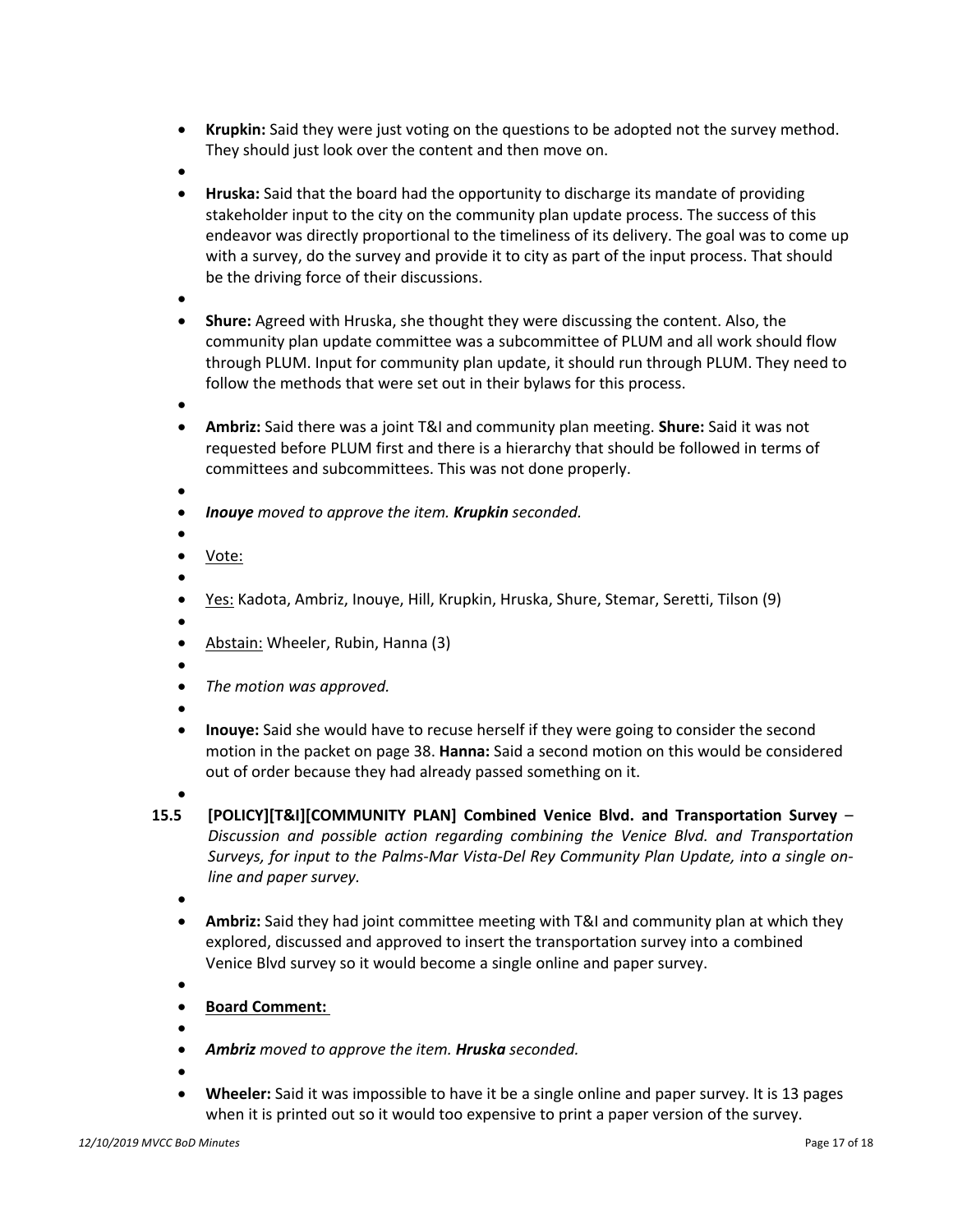- **Krupkin:** Said they were just voting on the questions to be adopted not the survey method. They should just look over the content and then move on.
- **Hruska:** Said that the board had the opportunity to discharge its mandate of providing stakeholder input to the city on the community plan update process. The success of this endeavor was directly proportional to the timeliness of its delivery. The goal was to come up with a survey, do the survey and provide it to city as part of the input process. That should be the driving force of their discussions.
- **Shure:** Agreed with Hruska, she thought they were discussing the content. Also, the community plan update committee was a subcommittee of PLUM and all work should flow through PLUM. Input for community plan update, it should run through PLUM. They need to follow the methods that were set out in their bylaws for this process.
- **Ambriz:** Said there was a joint T&I and community plan meeting. **Shure:** Said it was not requested before PLUM first and there is a hierarchy that should be followed in terms of committees and subcommittees. This was not done properly.
- ***Inouye*** *moved to approve the item.* ***Krupkin*** *seconded.*
- <u>Vote:</u>
- <u>Yes:</u> Kadota, Ambriz, Inouye, Hill, Krupkin, Hruska, Shure, Stemar, Seretti, Tilson (9)
- <u>Abstain:</u> Wheeler, Rubin, Hanna (3)
- *The motion was approved.*
- **Inouye:** Said she would have to recuse herself if they were going to consider the second motion in the packet on page 38. **Hanna:** Said a second motion on this would be considered out of order because they had already passed something on it.

**15.5 [POLICY][T&I][COMMUNITY PLAN] Combined Venice Blvd. and Transportation Survey** – *Discussion and possible action regarding combining the Venice Blvd. and Transportation Surveys, for input to the Palms-Mar Vista-Del Rey Community Plan Update, into a single on-line and paper survey.*

- **Ambriz:** Said they had joint committee meeting with T&I and community plan at which they explored, discussed and approved to insert the transportation survey into a combined Venice Blvd survey so it would become a single online and paper survey.
- **<u>Board Comment:</u>**
- ***Ambriz*** *moved to approve the item.* ***Hruska*** *seconded.*
- **Wheeler:** Said it was impossible to have it be a single online and paper survey. It is 13 pages when it is printed out so it would too expensive to print a paper version of the survey.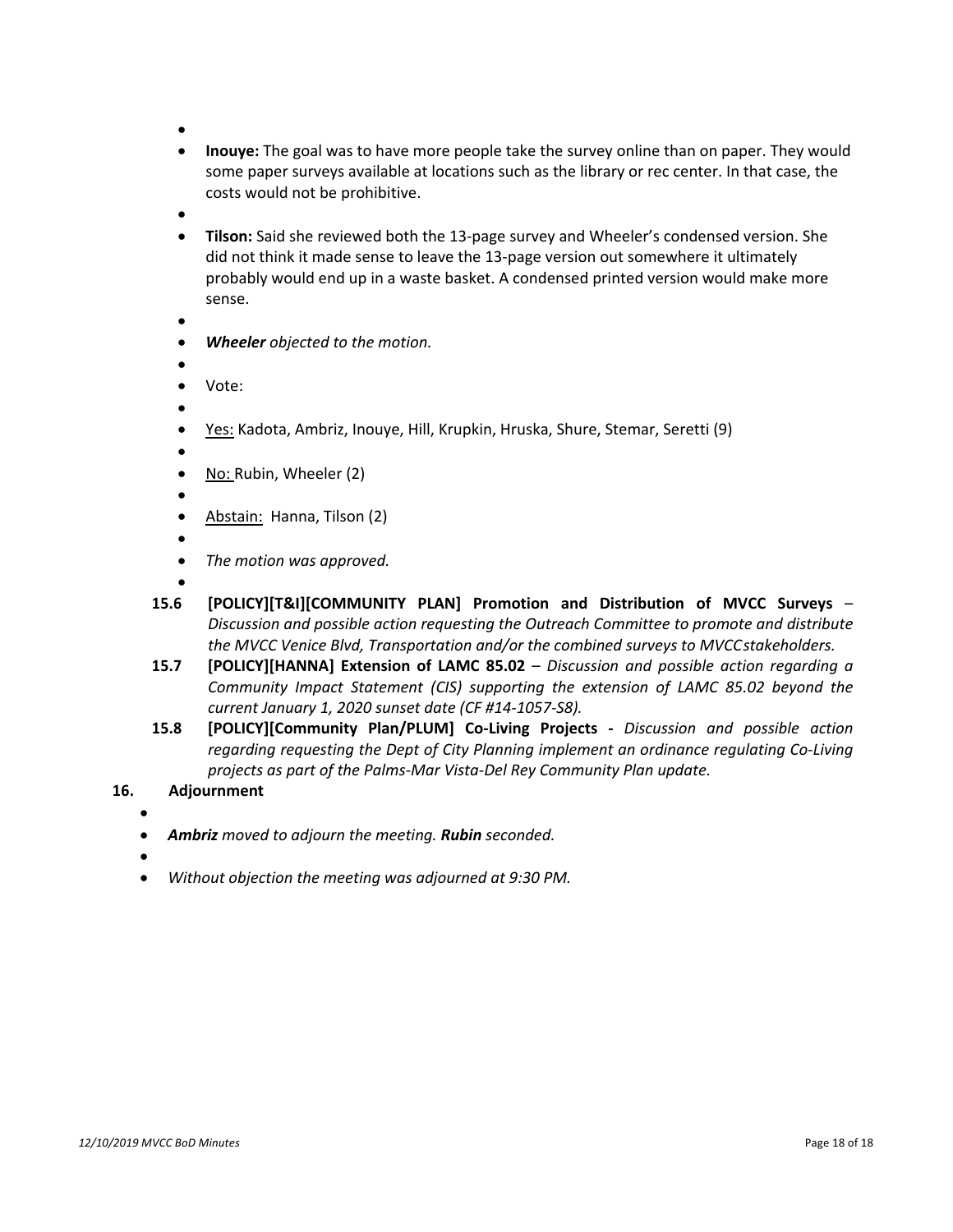- **Inouye:** The goal was to have more people take the survey online than on paper. They would some paper surveys available at locations such as the library or rec center. In that case, the costs would not be prohibitive.
- **Tilson:** Said she reviewed both the 13-page survey and Wheeler's condensed version. She did not think it made sense to leave the 13-page version out somewhere it ultimately probably would end up in a waste basket. A condensed printed version would make more sense.
- ***Wheeler*** *objected to the motion.*
- Vote:
- Yes: Kadota, Ambriz, Inouye, Hill, Krupkin, Hruska, Shure, Stemar, Seretti (9)
- No: Rubin, Wheeler (2)
- Abstain: Hanna, Tilson (2)
- *The motion was approved.*

**15.6 [POLICY][T&I][COMMUNITY PLAN] Promotion and Distribution of MVCC Surveys** – *Discussion and possible action requesting the Outreach Committee to promote and distribute the MVCC Venice Blvd, Transportation and/or the combined surveys to MVCC stakeholders.*

**15.7 [POLICY][HANNA] Extension of LAMC 85.02** – *Discussion and possible action regarding a Community Impact Statement (CIS) supporting the extension of LAMC 85.02 beyond the current January 1, 2020 sunset date (CF #14-1057-S8).*

**15.8 [POLICY][Community Plan/PLUM] Co-Living Projects -** *Discussion and possible action regarding requesting the Dept of City Planning implement an ordinance regulating Co-Living projects as part of the Palms-Mar Vista-Del Rey Community Plan update.*

## 16. Adjournment

- ***Ambriz*** *moved to adjourn the meeting.* ***Rubin*** *seconded.*
- *Without objection the meeting was adjourned at 9:30 PM.*